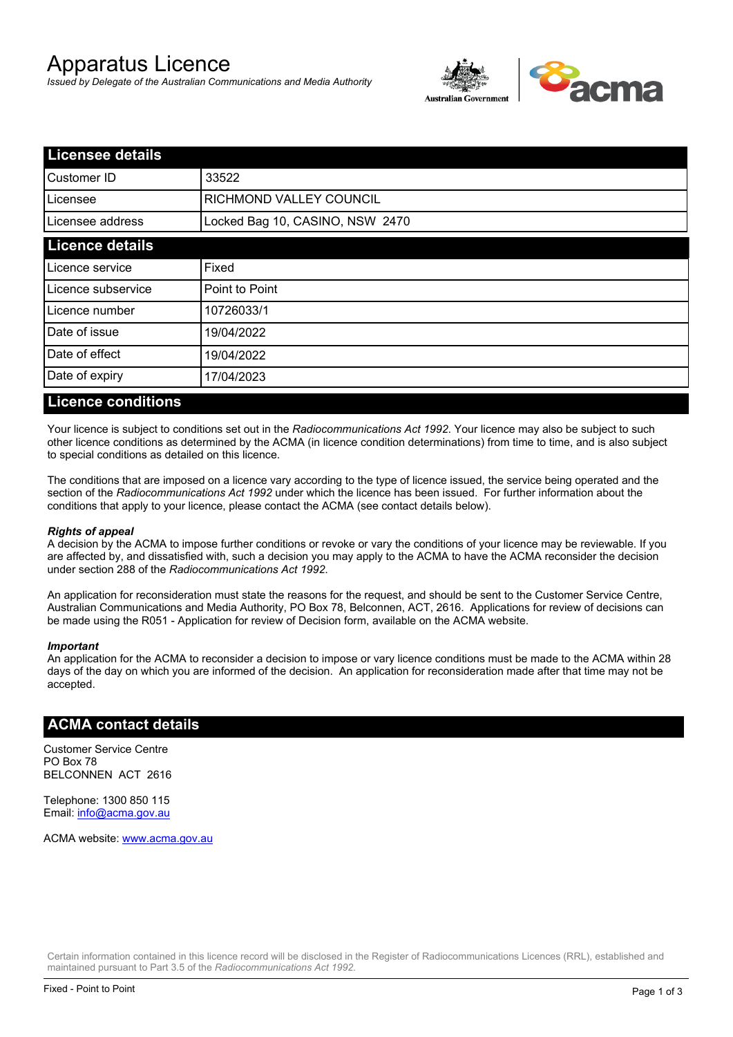# Apparatus Licence

*Issued by Delegate of the Australian Communications and Media Authority*

## Licensee details

| | |
|---|---|
| Customer ID | 33522 |
| Licensee | RICHMOND VALLEY COUNCIL |
| Licensee address | Locked Bag 10, CASINO, NSW 2470 |

## Licence details

| | |
|---|---|
| Licence service | Fixed |
| Licence subservice | Point to Point |
| Licence number | 10726033/1 |
| Date of issue | 19/04/2022 |
| Date of effect | 19/04/2022 |
| Date of expiry | 17/04/2023 |

## Licence conditions

Your licence is subject to conditions set out in the *Radiocommunications Act 1992*. Your licence may also be subject to such other licence conditions as determined by the ACMA (in licence condition determinations) from time to time, and is also subject to special conditions as detailed on this licence.

The conditions that are imposed on a licence vary according to the type of licence issued, the service being operated and the section of the *Radiocommunications Act 1992* under which the licence has been issued. For further information about the conditions that apply to your licence, please contact the ACMA (see contact details below).

***Rights of appeal***

A decision by the ACMA to impose further conditions or revoke or vary the conditions of your licence may be reviewable. If you are affected by, and dissatisfied with, such a decision you may apply to the ACMA to have the ACMA reconsider the decision under section 288 of the *Radiocommunications Act 1992*.

An application for reconsideration must state the reasons for the request, and should be sent to the Customer Service Centre, Australian Communications and Media Authority, PO Box 78, Belconnen, ACT, 2616. Applications for review of decisions can be made using the R051 - Application for review of Decision form, available on the ACMA website.

***Important***

An application for the ACMA to reconsider a decision to impose or vary licence conditions must be made to the ACMA within 28 days of the day on which you are informed of the decision. An application for reconsideration made after that time may not be accepted.

## ACMA contact details

Customer Service Centre
PO Box 78
BELCONNEN ACT 2616

Telephone: 1300 850 115
Email: info@acma.gov.au

ACMA website: www.acma.gov.au

Certain information contained in this licence record will be disclosed in the Register of Radiocommunications Licences (RRL), established and maintained pursuant to Part 3.5 of the *Radiocommunications Act 1992*.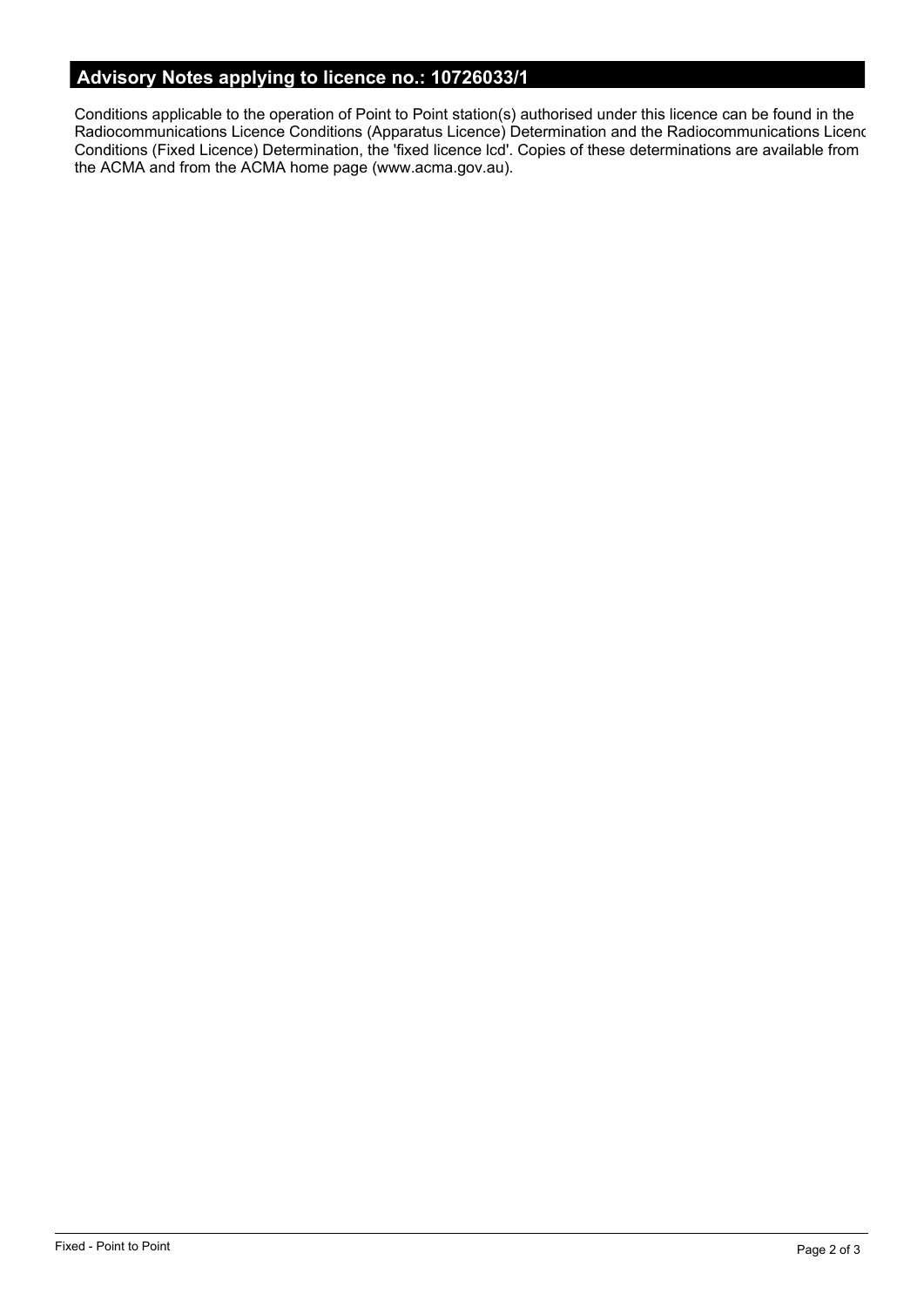## Advisory Notes applying to licence no.: 10726033/1

Conditions applicable to the operation of Point to Point station(s) authorised under this licence can be found in the Radiocommunications Licence Conditions (Apparatus Licence) Determination and the Radiocommunications Licenc Conditions (Fixed Licence) Determination, the 'fixed licence lcd'. Copies of these determinations are available from the ACMA and from the ACMA home page (www.acma.gov.au).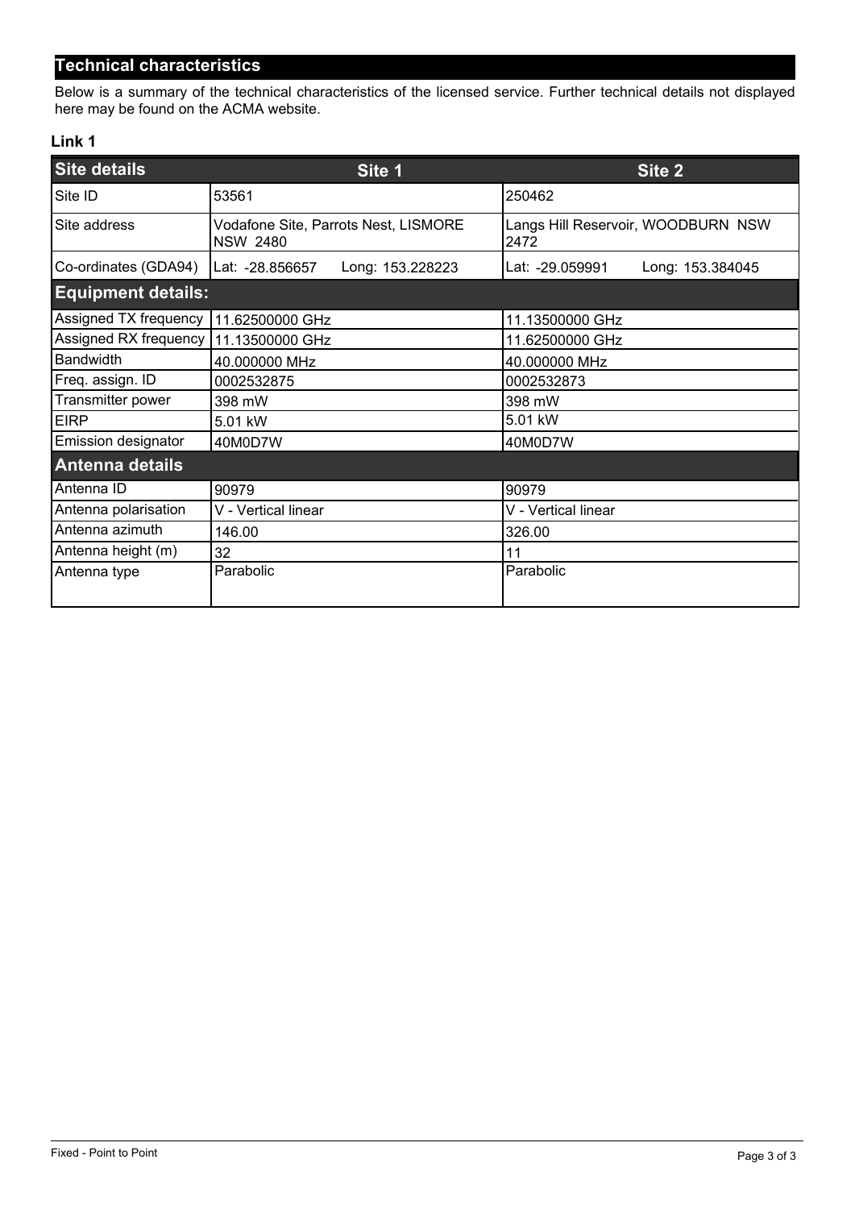## Technical characteristics

Below is a summary of the technical characteristics of the licensed service. Further technical details not displayed here may be found on the ACMA website.

**Link 1**

| Site details | Site 1 | Site 2 |
|---|---|---|
| Site ID | 53561 | 250462 |
| Site address | Vodafone Site, Parrots Nest, LISMORE NSW 2480 | Langs Hill Reservoir, WOODBURN NSW 2472 |
| Co-ordinates (GDA94) | Lat: -28.856657 Long: 153.228223 | Lat: -29.059991 Long: 153.384045 |
| **Equipment details:** | | |
| Assigned TX frequency | 11.62500000 GHz | 11.13500000 GHz |
| Assigned RX frequency | 11.13500000 GHz | 11.62500000 GHz |
| Bandwidth | 40.000000 MHz | 40.000000 MHz |
| Freq. assign. ID | 0002532875 | 0002532873 |
| Transmitter power | 398 mW | 398 mW |
| EIRP | 5.01 kW | 5.01 kW |
| Emission designator | 40M0D7W | 40M0D7W |
| **Antenna details** | | |
| Antenna ID | 90979 | 90979 |
| Antenna polarisation | V - Vertical linear | V - Vertical linear |
| Antenna azimuth | 146.00 | 326.00 |
| Antenna height (m) | 32 | 11 |
| Antenna type | Parabolic | Parabolic |

Fixed - Point to Point